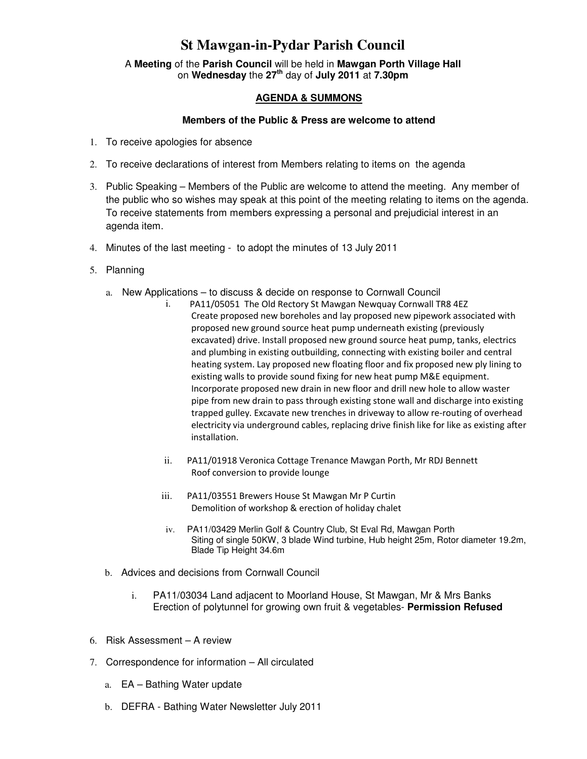# St Mawgan-in-Pydar Parish Council

A **Meeting** of the **Parish Council** will be held in **Mawgan Porth Village Hall** on **Wednesday** the **27th** day of **July 2011** at **7.30pm**

## AGENDA & SUMMONS

**Members of the Public & Press are welcome to attend**

1. To receive apologies for absence
2. To receive declarations of interest from Members relating to items on the agenda
3. Public Speaking – Members of the Public are welcome to attend the meeting. Any member of the public who so wishes may speak at this point of the meeting relating to items on the agenda. To receive statements from members expressing a personal and prejudicial interest in an agenda item.
4. Minutes of the last meeting - to adopt the minutes of 13 July 2011
5. Planning
   a. New Applications – to discuss & decide on response to Cornwall Council
      i. PA11/05051 The Old Rectory St Mawgan Newquay Cornwall TR8 4EZ
         Create proposed new boreholes and lay proposed new pipework associated with proposed new ground source heat pump underneath existing (previously excavated) drive. Install proposed new ground source heat pump, tanks, electrics and plumbing in existing outbuilding, connecting with existing boiler and central heating system. Lay proposed new floating floor and fix proposed new ply lining to existing walls to provide sound fixing for new heat pump M&E equipment. Incorporate proposed new drain in new floor and drill new hole to allow waster pipe from new drain to pass through existing stone wall and discharge into existing trapped gulley. Excavate new trenches in driveway to allow re-routing of overhead electricity via underground cables, replacing drive finish like for like as existing after installation.
      ii. PA11/01918 Veronica Cottage Trenance Mawgan Porth, Mr RDJ Bennett
         Roof conversion to provide lounge
      iii. PA11/03551 Brewers House St Mawgan Mr P Curtin
         Demolition of workshop & erection of holiday chalet
      iv. PA11/03429 Merlin Golf & Country Club, St Eval Rd, Mawgan Porth
         Siting of single 50KW, 3 blade Wind turbine, Hub height 25m, Rotor diameter 19.2m, Blade Tip Height 34.6m
   b. Advices and decisions from Cornwall Council
      i. PA11/03034 Land adjacent to Moorland House, St Mawgan, Mr & Mrs Banks
         Erection of polytunnel for growing own fruit & vegetables- **Permission Refused**
6. Risk Assessment – A review
7. Correspondence for information – All circulated
   a. EA – Bathing Water update
   b. DEFRA - Bathing Water Newsletter July 2011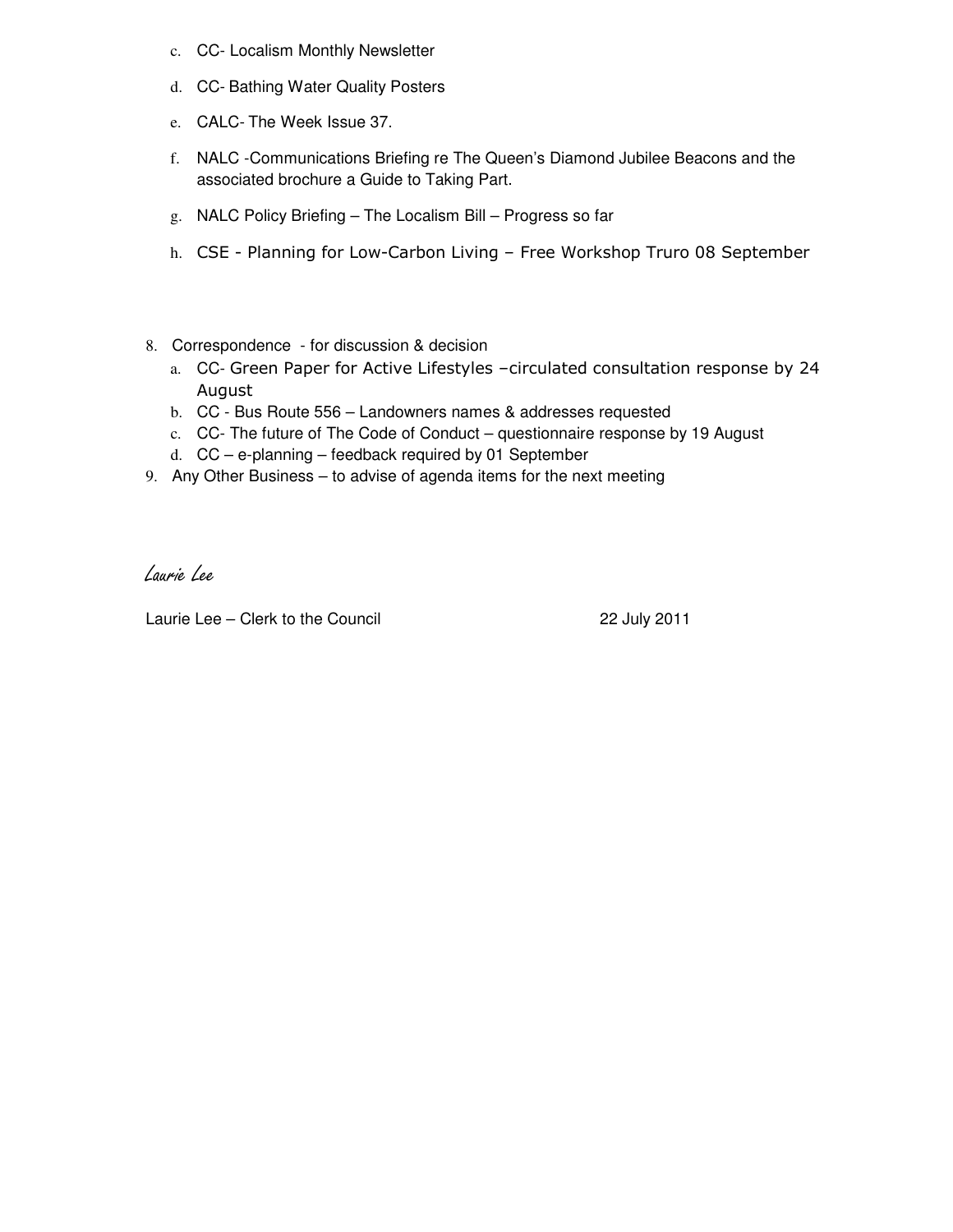c. CC- Localism Monthly Newsletter

d. CC- Bathing Water Quality Posters

e. CALC- The Week Issue 37.

f. NALC -Communications Briefing re The Queen's Diamond Jubilee Beacons and the associated brochure a Guide to Taking Part.

g. NALC Policy Briefing – The Localism Bill – Progress so far

h. CSE - Planning for Low-Carbon Living – Free Workshop Truro 08 September

8. Correspondence - for discussion & decision
   a. CC- Green Paper for Active Lifestyles –circulated consultation response by 24 August
   b. CC - Bus Route 556 – Landowners names & addresses requested
   c. CC- The future of The Code of Conduct – questionnaire response by 19 August
   d. CC – e-planning – feedback required by 01 September
9. Any Other Business – to advise of agenda items for the next meeting

*Laurie Lee*

Laurie Lee – Clerk to the Council 22 July 2011